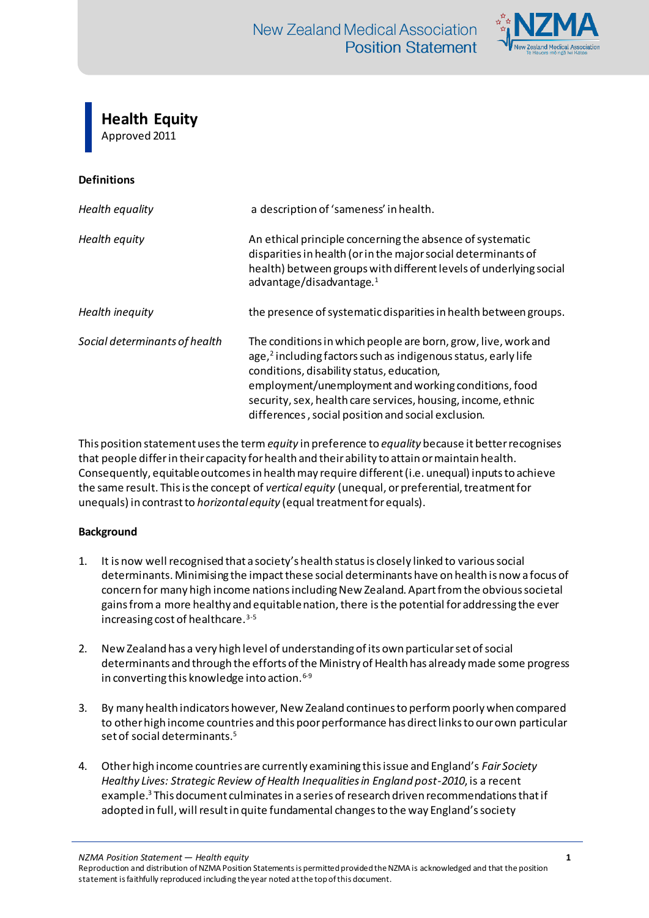# Health Equity

Approved 2011

**Definitions**

| | |
|---|---|
| *Health equality* | a description of 'sameness' in health. |
| *Health equity* | An ethical principle concerning the absence of systematic disparities in health (or in the major social determinants of health) between groups with different levels of underlying social advantage/disadvantage.[1] |
| *Health inequity* | the presence of systematic disparities in health between groups. |
| *Social determinants of health* | The conditions in which people are born, grow, live, work and age,[2] including factors such as indigenous status, early life conditions, disability status, education, employment/unemployment and working conditions, food security, sex, health care services, housing, income, ethnic differences, social position and social exclusion. |

This position statement uses the term *equity* in preference to *equality* because it better recognises that people differ in their capacity for health and their ability to attain or maintain health. Consequently, equitable outcomes in health may require different (i.e. unequal) inputs to achieve the same result. This is the concept of *vertical equity* (unequal, or preferential, treatment for unequals) in contrast to *horizontal equity* (equal treatment for equals).

**Background**

1. It is now well recognised that a society's health status is closely linked to various social determinants. Minimising the impact these social determinants have on health is now a focus of concern for many high income nations including New Zealand. Apart from the obvious societal gains from a more healthy and equitable nation, there is the potential for addressing the ever increasing cost of healthcare.[3-5]

2. New Zealand has a very high level of understanding of its own particular set of social determinants and through the efforts of the Ministry of Health has already made some progress in converting this knowledge into action.[6-9]

3. By many health indicators however, New Zealand continues to perform poorly when compared to other high income countries and this poor performance has direct links to our own particular set of social determinants.[5]

4. Other high income countries are currently examining this issue and England's *Fair Society Healthy Lives: Strategic Review of Health Inequalities in England post-2010*, is a recent example.[3] This document culminates in a series of research driven recommendations that if adopted in full, will result in quite fundamental changes to the way England's society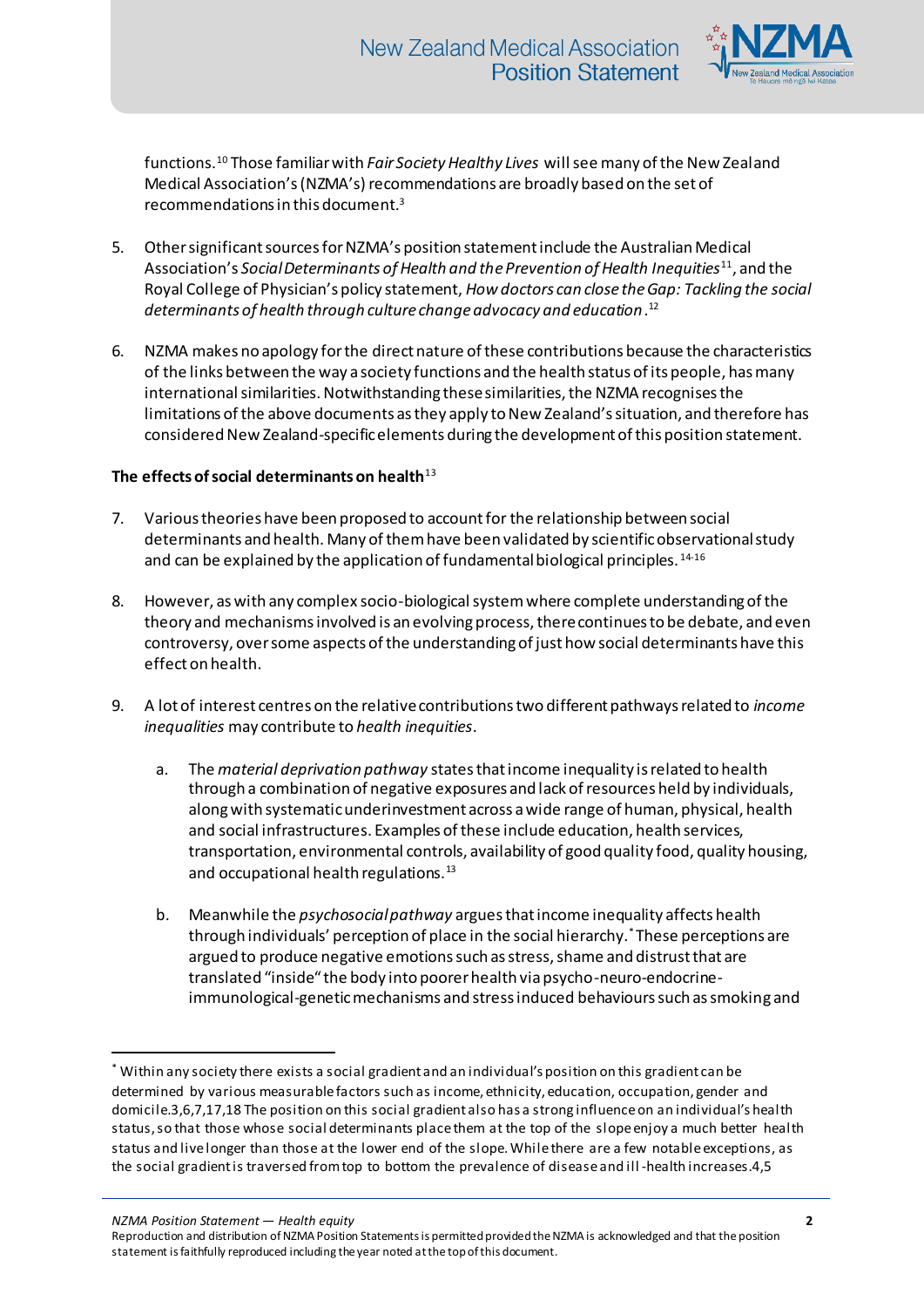functions.[10] Those familiar with *Fair Society Healthy Lives* will see many of the New Zealand Medical Association's (NZMA's) recommendations are broadly based on the set of recommendations in this document.[3]

5. Other significant sources for NZMA's position statement include the Australian Medical Association's *Social Determinants of Health and the Prevention of Health Inequities*[11], and the Royal College of Physician's policy statement, *How doctors can close the Gap: Tackling the social determinants of health through culture change advocacy and education*.[12]

6. NZMA makes no apology for the direct nature of these contributions because the characteristics of the links between the way a society functions and the health status of its people, has many international similarities. Notwithstanding these similarities, the NZMA recognises the limitations of the above documents as they apply to New Zealand's situation, and therefore has considered New Zealand-specific elements during the development of this position statement.

**The effects of social determinants on health**[13]

7. Various theories have been proposed to account for the relationship between social determinants and health. Many of them have been validated by scientific observational study and can be explained by the application of fundamental biological principles.[14-16]

8. However, as with any complex socio-biological system where complete understanding of the theory and mechanisms involved is an evolving process, there continues to be debate, and even controversy, over some aspects of the understanding of just how social determinants have this effect on health.

9. A lot of interest centres on the relative contributions two different pathways related to *income inequalities* may contribute to *health inequities*.

   a. The *material deprivation pathway* states that income inequality is related to health through a combination of negative exposures and lack of resources held by individuals, along with systematic underinvestment across a wide range of human, physical, health and social infrastructures. Examples of these include education, health services, transportation, environmental controls, availability of good quality food, quality housing, and occupational health regulations.[13]

   b. Meanwhile the *psychosocial pathway* argues that income inequality affects health through individuals' perception of place in the social hierarchy.[*] These perceptions are argued to produce negative emotions such as stress, shame and distrust that are translated "inside" the body into poorer health via psycho-neuro-endocrine-immunological-genetic mechanisms and stress induced behaviours such as smoking and

---

[*] Within any society there exists a social gradient and an individual's position on this gradient can be determined by various measurable factors such as income, ethnicity, education, occupation, gender and domicile.3,6,7,17,18 The position on this social gradient also has a strong influence on an individual's health status, so that those whose social determinants place them at the top of the slope enjoy a much better health status and live longer than those at the lower end of the slope. While there are a few notable exceptions, as the social gradient is traversed from top to bottom the prevalence of disease and ill-health increases.4,5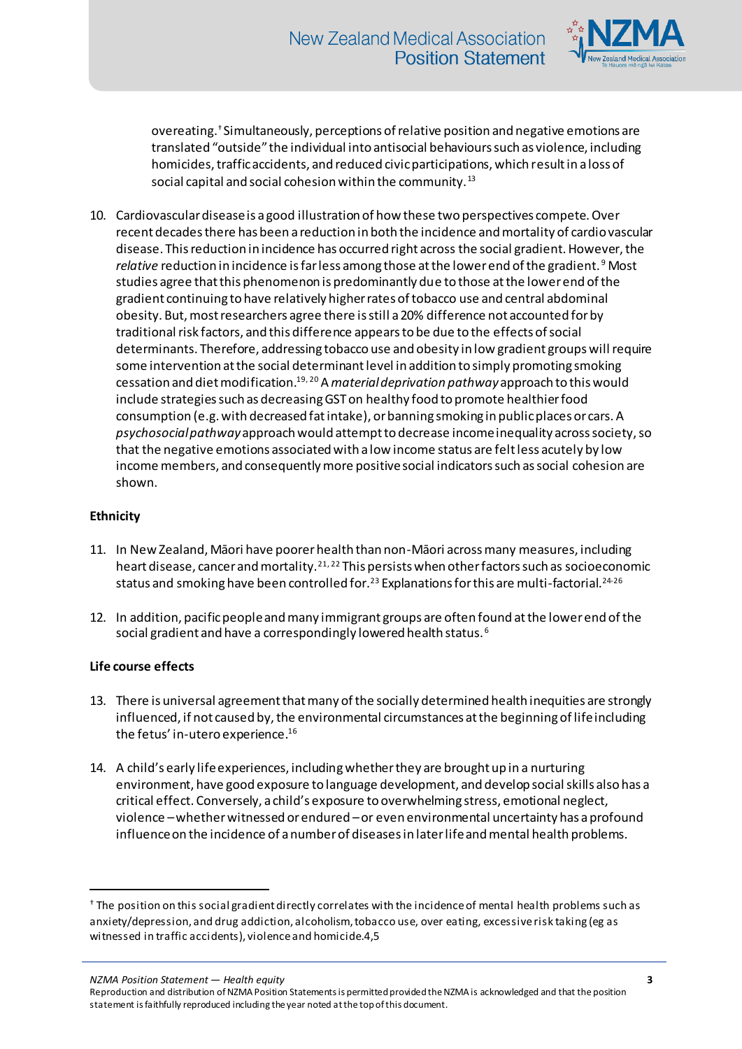overeating.[†] Simultaneously, perceptions of relative position and negative emotions are translated "outside" the individual into antisocial behaviours such as violence, including homicides, traffic accidents, and reduced civic participations, which result in a loss of social capital and social cohesion within the community.[13]

10. Cardiovascular disease is a good illustration of how these two perspectives compete. Over recent decades there has been a reduction in both the incidence and mortality of cardio vascular disease. This reduction in incidence has occurred right across the social gradient. However, the *relative* reduction in incidence is far less among those at the lower end of the gradient.[9] Most studies agree that this phenomenon is predominantly due to those at the lower end of the gradient continuing to have relatively higher rates of tobacco use and central abdominal obesity. But, most researchers agree there is still a 20% difference not accounted for by traditional risk factors, and this difference appears to be due to the effects of social determinants. Therefore, addressing tobacco use and obesity in low gradient groups will require some intervention at the social determinant level in addition to simply promoting smoking cessation and diet modification.[19, 20] A *material deprivation pathway* approach to this would include strategies such as decreasing GST on healthy food to promote healthier food consumption (e.g. with decreased fat intake), or banning smoking in public places or cars. A *psychosocial pathway* approach would attempt to decrease income inequality across society, so that the negative emotions associated with a low income status are felt less acutely by low income members, and consequently more positive social indicators such as social cohesion are shown.

**Ethnicity**

11. In New Zealand, Māori have poorer health than non-Māori across many measures, including heart disease, cancer and mortality.[21, 22] This persists when other factors such as socioeconomic status and smoking have been controlled for.[23] Explanations for this are multi-factorial.[24-26]

12. In addition, pacific people and many immigrant groups are often found at the lower end of the social gradient and have a correspondingly lowered health status.[6]

**Life course effects**

13. There is universal agreement that many of the socially determined health inequities are strongly influenced, if not caused by, the environmental circumstances at the beginning of life including the fetus' in-utero experience.[16]

14. A child's early life experiences, including whether they are brought up in a nurturing environment, have good exposure to language development, and develop social skills also has a critical effect. Conversely, a child's exposure to overwhelming stress, emotional neglect, violence – whether witnessed or endured – or even environmental uncertainty has a profound influence on the incidence of a number of diseases in later life and mental health problems.

---

[†] The position on this social gradient directly correlates with the incidence of mental health problems such as anxiety/depression, and drug addiction, alcoholism, tobacco use, over eating, excessive risk taking (eg as witnessed in traffic accidents), violence and homicide.4,5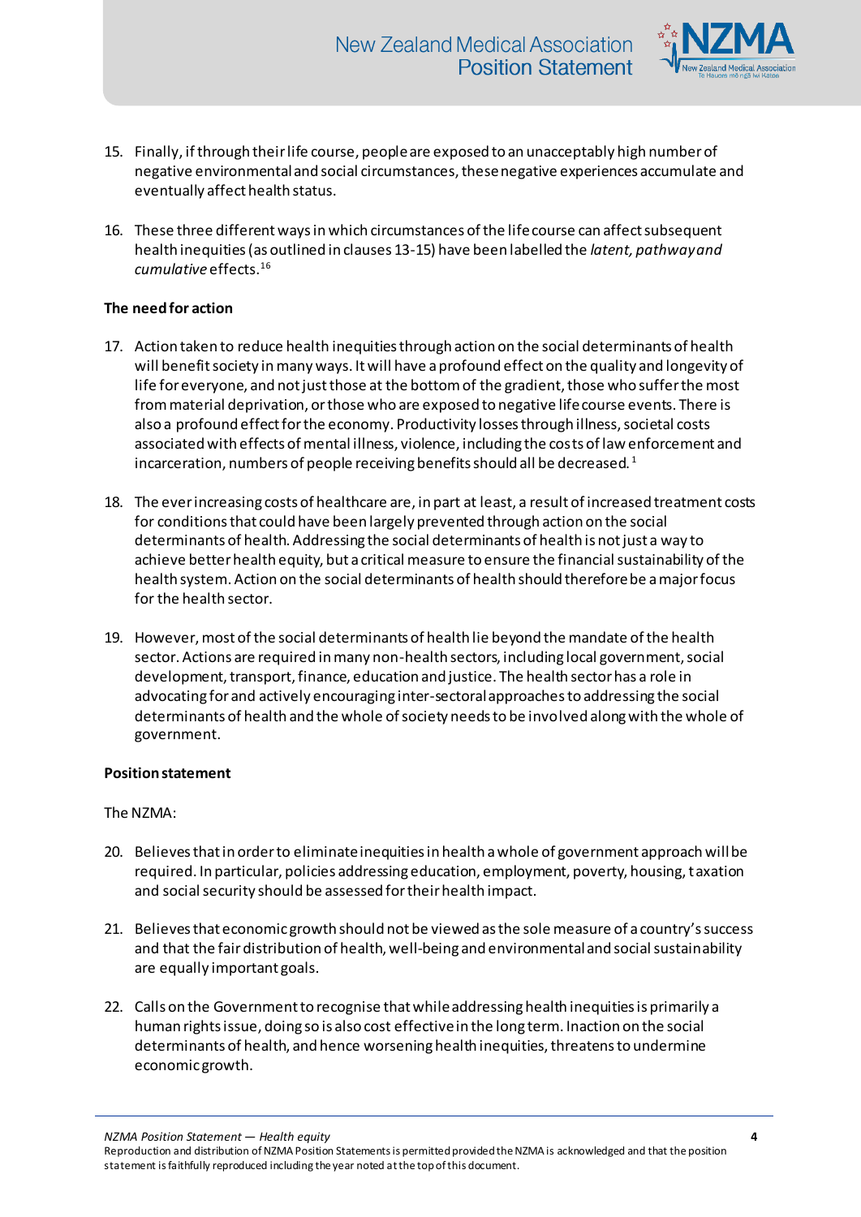15. Finally, if through their life course, people are exposed to an unacceptably high number of negative environmental and social circumstances, these negative experiences accumulate and eventually affect health status.

16. These three different ways in which circumstances of the life course can affect subsequent health inequities (as outlined in clauses 13-15) have been labelled the *latent, pathway and cumulative* effects.[16]

**The need for action**

17. Action taken to reduce health inequities through action on the social determinants of health will benefit society in many ways. It will have a profound effect on the quality and longevity of life for everyone, and not just those at the bottom of the gradient, those who suffer the most from material deprivation, or those who are exposed to negative life course events. There is also a profound effect for the economy. Productivity losses through illness, societal costs associated with effects of mental illness, violence, including the costs of law enforcement and incarceration, numbers of people receiving benefits should all be decreased.[1]

18. The ever increasing costs of healthcare are, in part at least, a result of increased treatment costs for conditions that could have been largely prevented through action on the social determinants of health. Addressing the social determinants of health is not just a way to achieve better health equity, but a critical measure to ensure the financial sustainability of the health system. Action on the social determinants of health should therefore be a major focus for the health sector.

19. However, most of the social determinants of health lie beyond the mandate of the health sector. Actions are required in many non-health sectors, including local government, social development, transport, finance, education and justice. The health sector has a role in advocating for and actively encouraging inter-sectoral approaches to addressing the social determinants of health and the whole of society needs to be involved along with the whole of government.

**Position statement**

The NZMA:

20. Believes that in order to eliminate inequities in health a whole of government approach will be required. In particular, policies addressing education, employment, poverty, housing, taxation and social security should be assessed for their health impact.

21. Believes that economic growth should not be viewed as the sole measure of a country's success and that the fair distribution of health, well-being and environmental and social sustainability are equally important goals.

22. Calls on the Government to recognise that while addressing health inequities is primarily a human rights issue, doing so is also cost effective in the long term. Inaction on the social determinants of health, and hence worsening health inequities, threatens to undermine economic growth.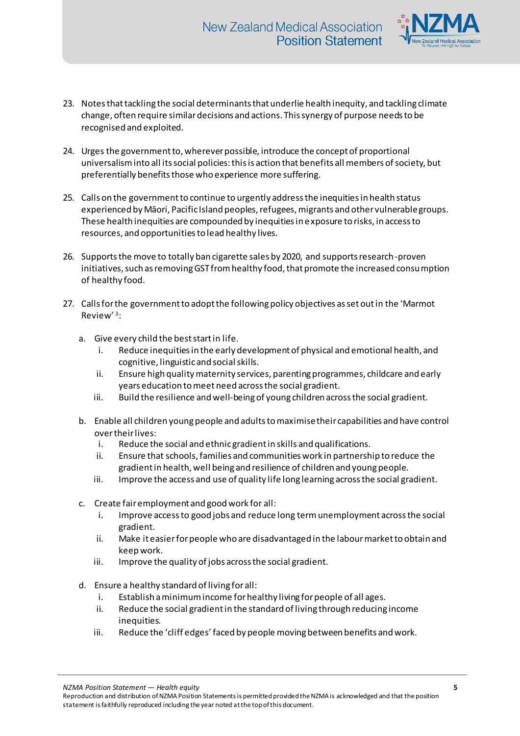23. Notes that tackling the social determinants that underlie health inequity, and tackling climate change, often require similar decisions and actions. This synergy of purpose needs to be recognised and exploited.

24. Urges the government to, wherever possible, introduce the concept of proportional universalism into all its social policies: this is action that benefits all members of society, but preferentially benefits those who experience more suffering.

25. Calls on the government to continue to urgently address the inequities in health status experienced by Māori, Pacific Island peoples, refugees, migrants and other vulnerable groups. These health inequities are compounded by inequities in exposure to risks, in access to resources, and opportunities to lead healthy lives.

26. Supports the move to totally ban cigarette sales by 2020, and supports research-proven initiatives, such as removing GST from healthy food, that promote the increased consumption of healthy food.

27. Calls for the government to adopt the following policy objectives as set out in the 'Marmot Review'[3]:

    a. Give every child the best start in life.
        i. Reduce inequities in the early development of physical and emotional health, and cognitive, linguistic and social skills.
        ii. Ensure high quality maternity services, parenting programmes, childcare and early years education to meet need across the social gradient.
        iii. Build the resilience and well-being of young children across the social gradient.

    b. Enable all children young people and adults to maximise their capabilities and have control over their lives:
        i. Reduce the social and ethnic gradient in skills and qualifications.
        ii. Ensure that schools, families and communities work in partnership to reduce the gradient in health, well being and resilience of children and young people.
        iii. Improve the access and use of quality life long learning across the social gradient.

    c. Create fair employment and good work for all:
        i. Improve access to good jobs and reduce long term unemployment across the social gradient.
        ii. Make it easier for people who are disadvantaged in the labour market to obtain and keep work.
        iii. Improve the quality of jobs across the social gradient.

    d. Ensure a healthy standard of living for all:
        i. Establish a minimum income for healthy living for people of all ages.
        ii. Reduce the social gradient in the standard of living through reducing income inequities.
        iii. Reduce the 'cliff edges' faced by people moving between benefits and work.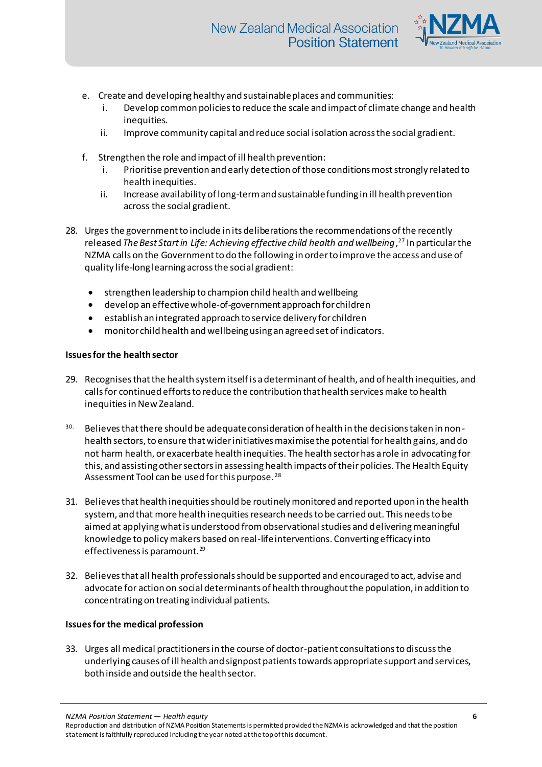e. Create and developing healthy and sustainable places and communities:
    i. Develop common policies to reduce the scale and impact of climate change and health inequities.
    ii. Improve community capital and reduce social isolation across the social gradient.

f. Strengthen the role and impact of ill health prevention:
    i. Prioritise prevention and early detection of those conditions most strongly related to health inequities.
    ii. Increase availability of long-term and sustainable funding in ill health prevention across the social gradient.

28. Urges the government to include in its deliberations the recommendations of the recently released *The Best Start in Life: Achieving effective child health and wellbeing*,[27] In particular the NZMA calls on the Government to do the following in order to improve the access and use of quality life-long learning across the social gradient:

    - strengthen leadership to champion child health and wellbeing
    - develop an effective whole-of-government approach for children
    - establish an integrated approach to service delivery for children
    - monitor child health and wellbeing using an agreed set of indicators.

**Issues for the health sector**

29. Recognises that the health system itself is a determinant of health, and of health inequities, and calls for continued efforts to reduce the contribution that health services make to health inequities in New Zealand.

30. Believes that there should be adequate consideration of health in the decisions taken in non-health sectors, to ensure that wider initiatives maximise the potential for health gains, and do not harm health, or exacerbate health inequities. The health sector has a role in advocating for this, and assisting other sectors in assessing health impacts of their policies. The Health Equity Assessment Tool can be used for this purpose.[28]

31. Believes that health inequities should be routinely monitored and reported upon in the health system, and that more health inequities research needs to be carried out. This needs to be aimed at applying what is understood from observational studies and delivering meaningful knowledge to policy makers based on real-life interventions. Converting efficacy into effectiveness is paramount.[29]

32. Believes that all health professionals should be supported and encouraged to act, advise and advocate for action on social determinants of health throughout the population, in addition to concentrating on treating individual patients.

**Issues for the medical profession**

33. Urges all medical practitioners in the course of doctor-patient consultations to discuss the underlying causes of ill health and signpost patients towards appropriate support and services, both inside and outside the health sector.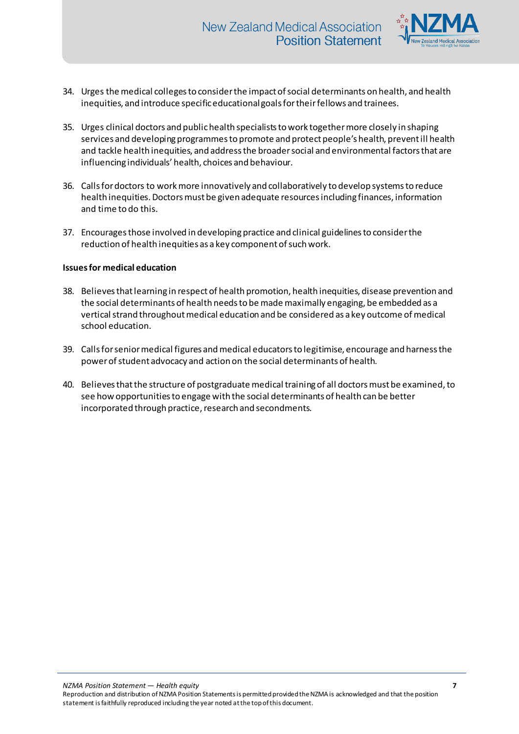34. Urges the medical colleges to consider the impact of social determinants on health, and health inequities, and introduce specific educational goals for their fellows and trainees.

35. Urges clinical doctors and public health specialists to work together more closely in shaping services and developing programmes to promote and protect people's health, prevent ill health and tackle health inequities, and address the broader social and environmental factors that are influencing individuals' health, choices and behaviour.

36. Calls for doctors to work more innovatively and collaboratively to develop systems to reduce health inequities. Doctors must be given adequate resources including finances, information and time to do this.

37. Encourages those involved in developing practice and clinical guidelines to consider the reduction of health inequities as a key component of such work.

**Issues for medical education**

38. Believes that learning in respect of health promotion, health inequities, disease prevention and the social determinants of health needs to be made maximally engaging, be embedded as a vertical strand throughout medical education and be considered as a key outcome of medical school education.

39. Calls for senior medical figures and medical educators to legitimise, encourage and harness the power of student advocacy and action on the social determinants of health.

40. Believes that the structure of postgraduate medical training of all doctors must be examined, to see how opportunities to engage with the social determinants of health can be better incorporated through practice, research and secondments.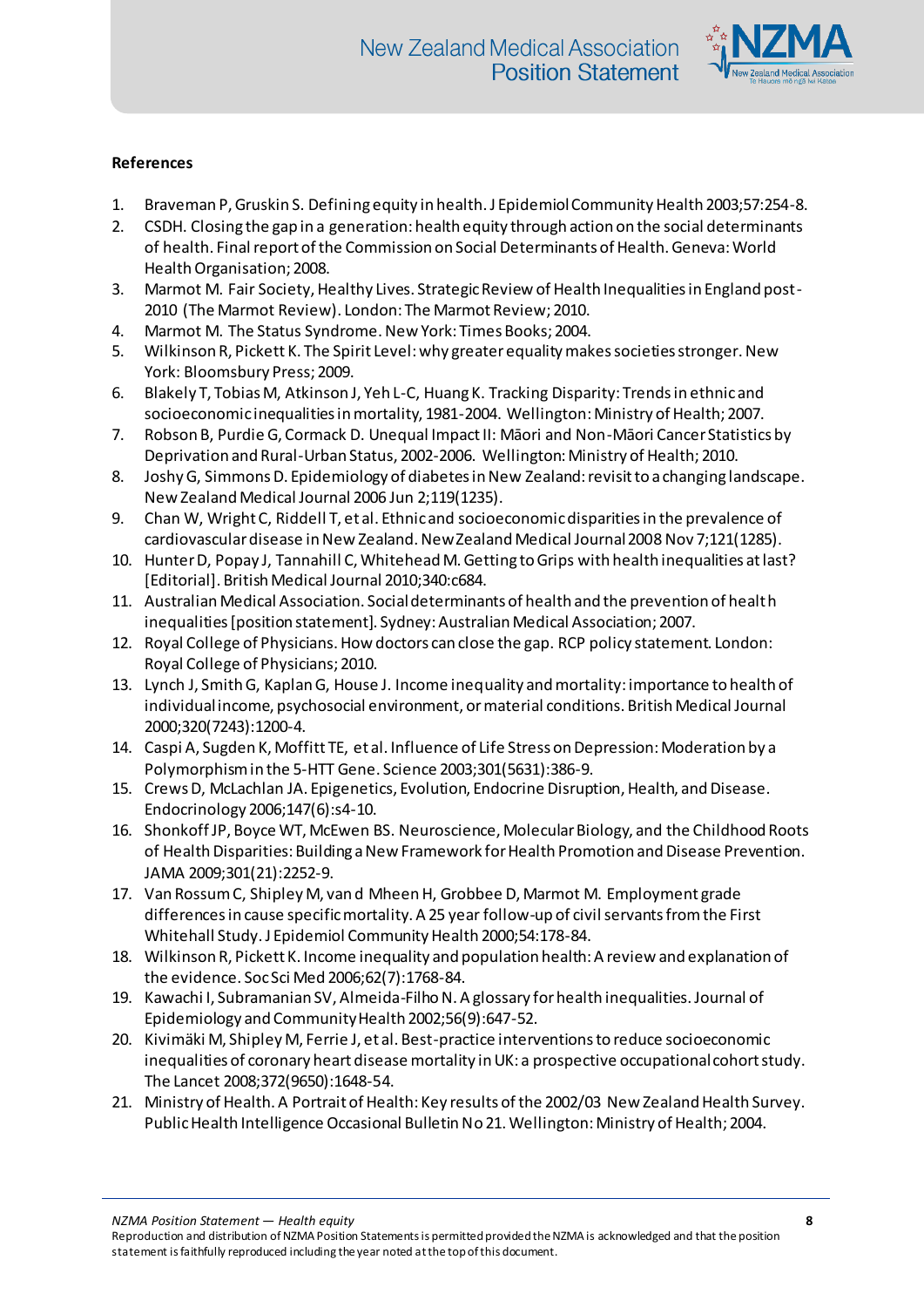**References**

1. Braveman P, Gruskin S. Defining equity in health. J Epidemiol Community Health 2003;57:254-8.
2. CSDH. Closing the gap in a generation: health equity through action on the social determinants of health. Final report of the Commission on Social Determinants of Health. Geneva: World Health Organisation; 2008.
3. Marmot M. Fair Society, Healthy Lives. Strategic Review of Health Inequalities in England post-2010 (The Marmot Review). London: The Marmot Review; 2010.
4. Marmot M. The Status Syndrome. New York: Times Books; 2004.
5. Wilkinson R, Pickett K. The Spirit Level: why greater equality makes societies stronger. New York: Bloomsbury Press; 2009.
6. Blakely T, Tobias M, Atkinson J, Yeh L-C, Huang K. Tracking Disparity: Trends in ethnic and socioeconomic inequalities in mortality, 1981-2004. Wellington: Ministry of Health; 2007.
7. Robson B, Purdie G, Cormack D. Unequal Impact II: Māori and Non-Māori Cancer Statistics by Deprivation and Rural-Urban Status, 2002-2006. Wellington: Ministry of Health; 2010.
8. Joshy G, Simmons D. Epidemiology of diabetes in New Zealand: revisit to a changing landscape. New Zealand Medical Journal 2006 Jun 2;119(1235).
9. Chan W, Wright C, Riddell T, et al. Ethnic and socioeconomic disparities in the prevalence of cardiovascular disease in New Zealand. New Zealand Medical Journal 2008 Nov 7;121(1285).
10. Hunter D, Popay J, Tannahill C, Whitehead M. Getting to Grips with health inequalities at last? [Editorial]. British Medical Journal 2010;340:c684.
11. Australian Medical Association. Social determinants of health and the prevention of health inequalities [position statement]. Sydney: Australian Medical Association; 2007.
12. Royal College of Physicians. How doctors can close the gap. RCP policy statement. London: Royal College of Physicians; 2010.
13. Lynch J, Smith G, Kaplan G, House J. Income inequality and mortality: importance to health of individual income, psychosocial environment, or material conditions. British Medical Journal 2000;320(7243):1200-4.
14. Caspi A, Sugden K, Moffitt TE, et al. Influence of Life Stress on Depression: Moderation by a Polymorphism in the 5-HTT Gene. Science 2003;301(5631):386-9.
15. Crews D, McLachlan JA. Epigenetics, Evolution, Endocrine Disruption, Health, and Disease. Endocrinology 2006;147(6):s4-10.
16. Shonkoff JP, Boyce WT, McEwen BS. Neuroscience, Molecular Biology, and the Childhood Roots of Health Disparities: Building a New Framework for Health Promotion and Disease Prevention. JAMA 2009;301(21):2252-9.
17. Van Rossum C, Shipley M, van d Mheen H, Grobbee D, Marmot M. Employment grade differences in cause specific mortality. A 25 year follow-up of civil servants from the First Whitehall Study. J Epidemiol Community Health 2000;54:178-84.
18. Wilkinson R, Pickett K. Income inequality and population health: A review and explanation of the evidence. Soc Sci Med 2006;62(7):1768-84.
19. Kawachi I, Subramanian SV, Almeida-Filho N. A glossary for health inequalities. Journal of Epidemiology and Community Health 2002;56(9):647-52.
20. Kivimäki M, Shipley M, Ferrie J, et al. Best-practice interventions to reduce socioeconomic inequalities of coronary heart disease mortality in UK: a prospective occupational cohort study. The Lancet 2008;372(9650):1648-54.
21. Ministry of Health. A Portrait of Health: Key results of the 2002/03 New Zealand Health Survey. Public Health Intelligence Occasional Bulletin No 21. Wellington: Ministry of Health; 2004.

Reproduction and distribution of NZMA Position Statements is permitted provided the NZMA is acknowledged and that the position statement is faithfully reproduced including the year noted at the top of this document.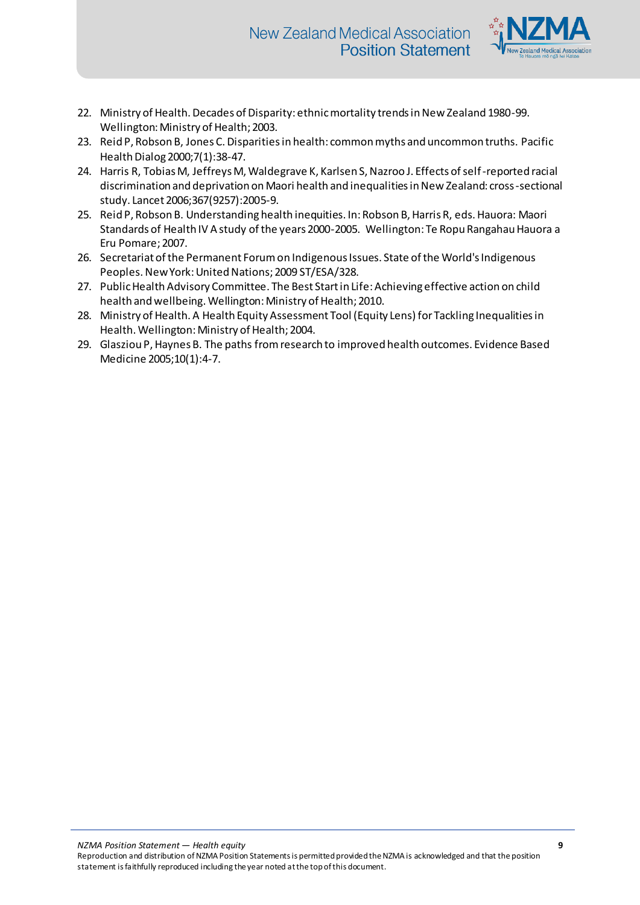22. Ministry of Health. Decades of Disparity: ethnic mortality trends in New Zealand 1980-99. Wellington: Ministry of Health; 2003.
23. Reid P, Robson B, Jones C. Disparities in health: common myths and uncommon truths. Pacific Health Dialog 2000;7(1):38-47.
24. Harris R, Tobias M, Jeffreys M, Waldegrave K, Karlsen S, Nazroo J. Effects of self-reported racial discrimination and deprivation on Maori health and inequalities in New Zealand: cross-sectional study. Lancet 2006;367(9257):2005-9.
25. Reid P, Robson B. Understanding health inequities. In: Robson B, Harris R, eds. Hauora: Maori Standards of Health IV A study of the years 2000-2005. Wellington: Te Ropu Rangahau Hauora a Eru Pomare; 2007.
26. Secretariat of the Permanent Forum on Indigenous Issues. State of the World's Indigenous Peoples. New York: United Nations; 2009 ST/ESA/328.
27. Public Health Advisory Committee. The Best Start in Life: Achieving effective action on child health and wellbeing. Wellington: Ministry of Health; 2010.
28. Ministry of Health. A Health Equity Assessment Tool (Equity Lens) for Tackling Inequalities in Health. Wellington: Ministry of Health; 2004.
29. Glasziou P, Haynes B. The paths from research to improved health outcomes. Evidence Based Medicine 2005;10(1):4-7.